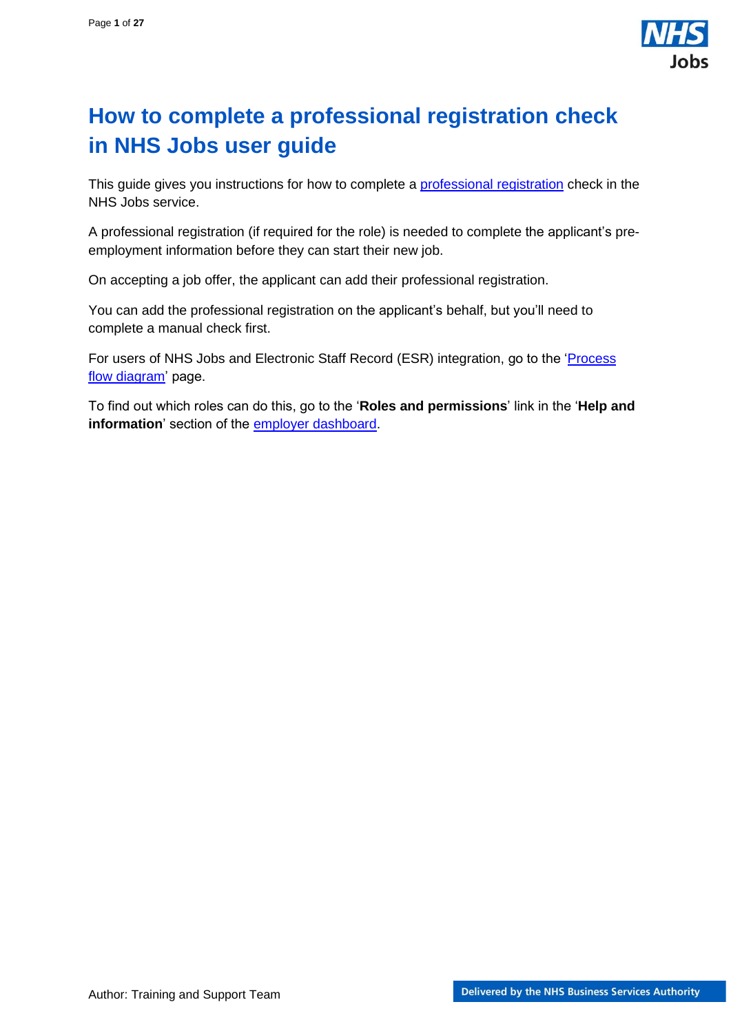# How to complete a professional registration check in NHS Jobs user guide

This guide gives you instructions for how to complete a professional registration check in the NHS Jobs service.

A professional registration (if required for the role) is needed to complete the applicant's pre-employment information before they can start their new job.

On accepting a job offer, the applicant can add their professional registration.

You can add the professional registration on the applicant's behalf, but you'll need to complete a manual check first.

For users of NHS Jobs and Electronic Staff Record (ESR) integration, go to the 'Process flow diagram' page.

To find out which roles can do this, go to the '**Roles and permissions**' link in the '**Help and information**' section of the employer dashboard.

Author: Training and Support Team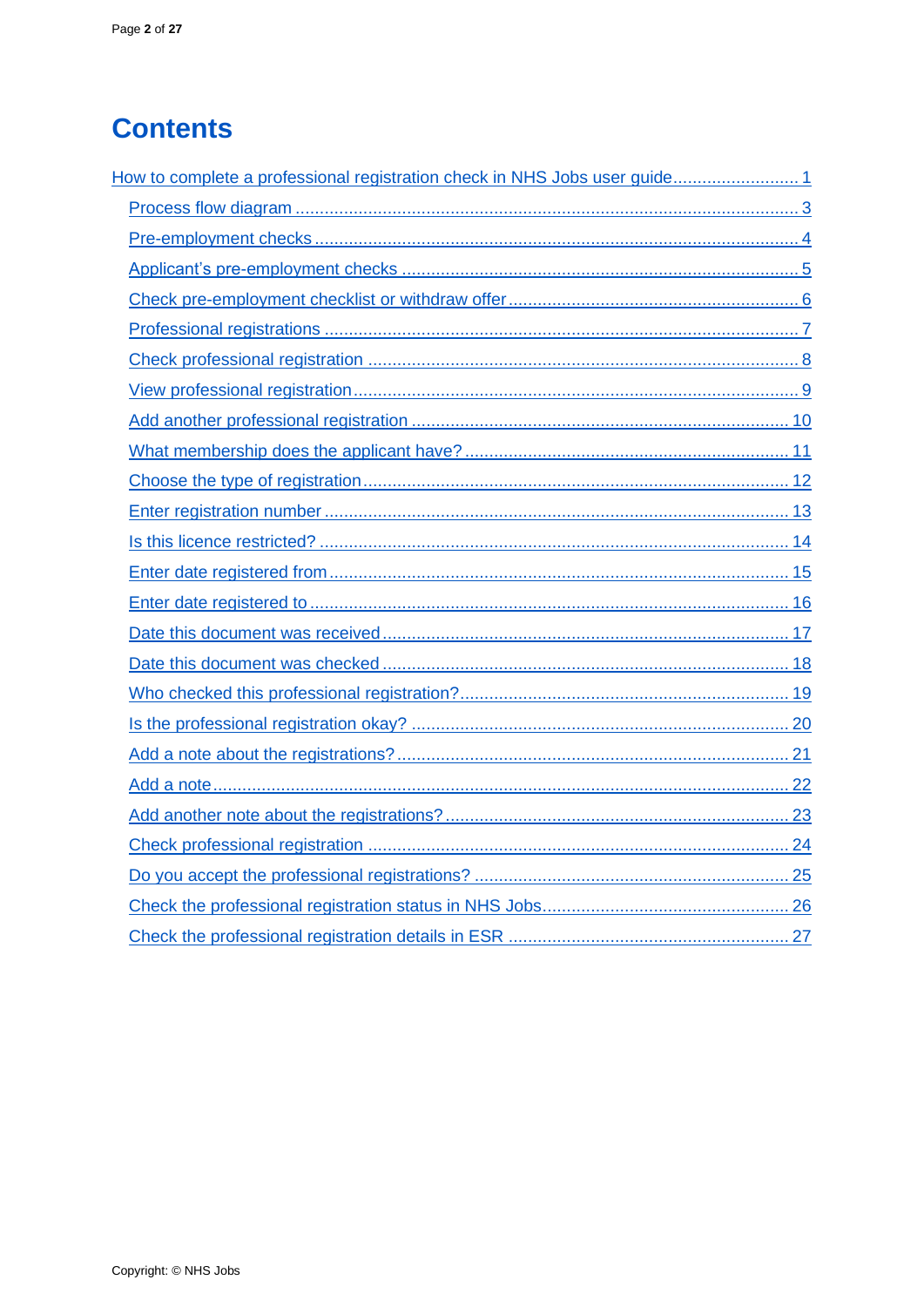# Contents

[How to complete a professional registration check in NHS Jobs user guide](#) ........................ 1

- [Process flow diagram](#) ........................ 3
- [Pre-employment checks](#) ........................ 4
- [Applicant's pre-employment checks](#) ........................ 5
- [Check pre-employment checklist or withdraw offer](#) ........................ 6
- [Professional registrations](#) ........................ 7
- [Check professional registration](#) ........................ 8
- [View professional registration](#) ........................ 9
- [Add another professional registration](#) ........................ 10
- [What membership does the applicant have?](#) ........................ 11
- [Choose the type of registration](#) ........................ 12
- [Enter registration number](#) ........................ 13
- [Is this licence restricted?](#) ........................ 14
- [Enter date registered from](#) ........................ 15
- [Enter date registered to](#) ........................ 16
- [Date this document was received](#) ........................ 17
- [Date this document was checked](#) ........................ 18
- [Who checked this professional registration?](#) ........................ 19
- [Is the professional registration okay?](#) ........................ 20
- [Add a note about the registrations?](#) ........................ 21
- [Add a note](#) ........................ 22
- [Add another note about the registrations?](#) ........................ 23
- [Check professional registration](#) ........................ 24
- [Do you accept the professional registrations?](#) ........................ 25
- [Check the professional registration status in NHS Jobs](#) ........................ 26
- [Check the professional registration details in ESR](#) ........................ 27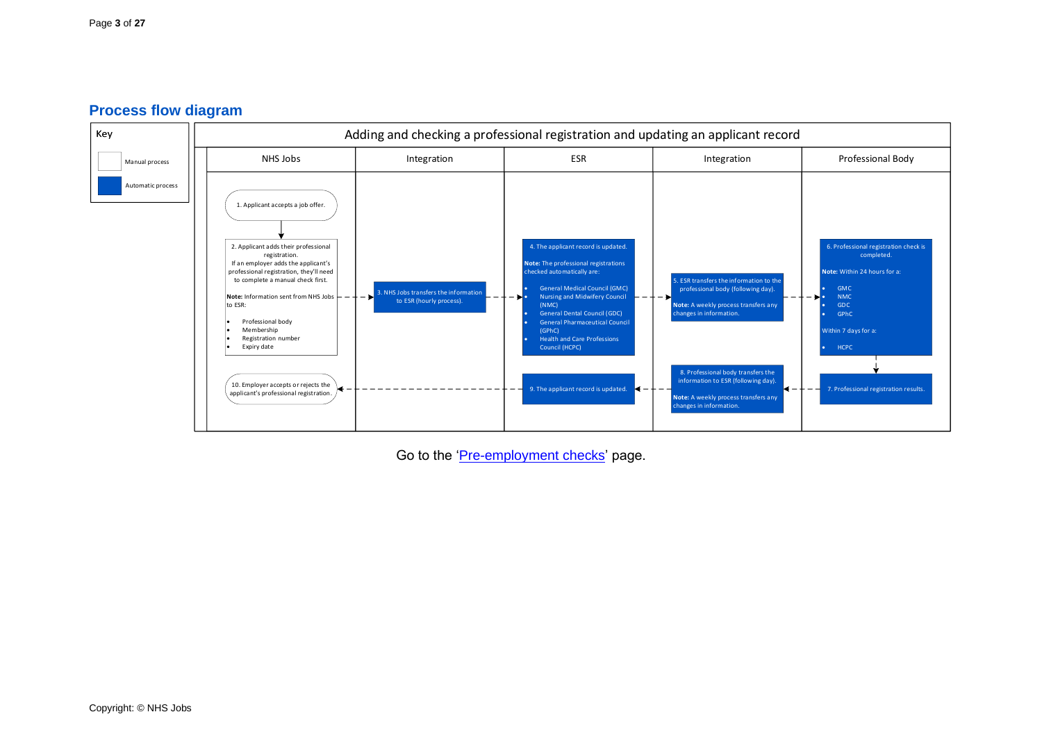## Process flow diagram

**Key**

- Manual process
- Automatic process

### Adding and checking a professional registration and updating an applicant record

**NHS Jobs**

1. Applicant accepts a job offer.
2. Applicant adds their professional registration.
   If an employer adds the applicant's professional registration, they'll need to complete a manual check first.

   **Note:** Information sent from NHS Jobs to ESR:

   - Professional body
   - Membership
   - Registration number
   - Expiry date

**Integration**

3. NHS Jobs transfers the information to ESR (hourly process).

**ESR**

4. The applicant record is updated.

   **Note:** The professional registrations checked automatically are:

   - General Medical Council (GMC)
   - Nursing and Midwifery Council (NMC)
   - General Dental Council (GDC)
   - General Pharmaceutical Council (GPhC)
   - Health and Care Professions Council (HCPC)

**Integration**

5. ESR transfers the information to the professional body (following day).

   **Note:** A weekly process transfers any changes in information.

**Professional Body**

6. Professional registration check is completed.

   **Note:** Within 24 hours for a:

   - GMC
   - NMC
   - GDC
   - GPhC

   Within 7 days for a:

   - HCPC

7. Professional registration results.

**Integration**

8. Professional body transfers the information to ESR (following day).

   **Note:** A weekly process transfers any changes in information.

**ESR**

9. The applicant record is updated.

**NHS Jobs**

10. Employer accepts or rejects the applicant's professional registration.

Go to the 'Pre-employment checks' page.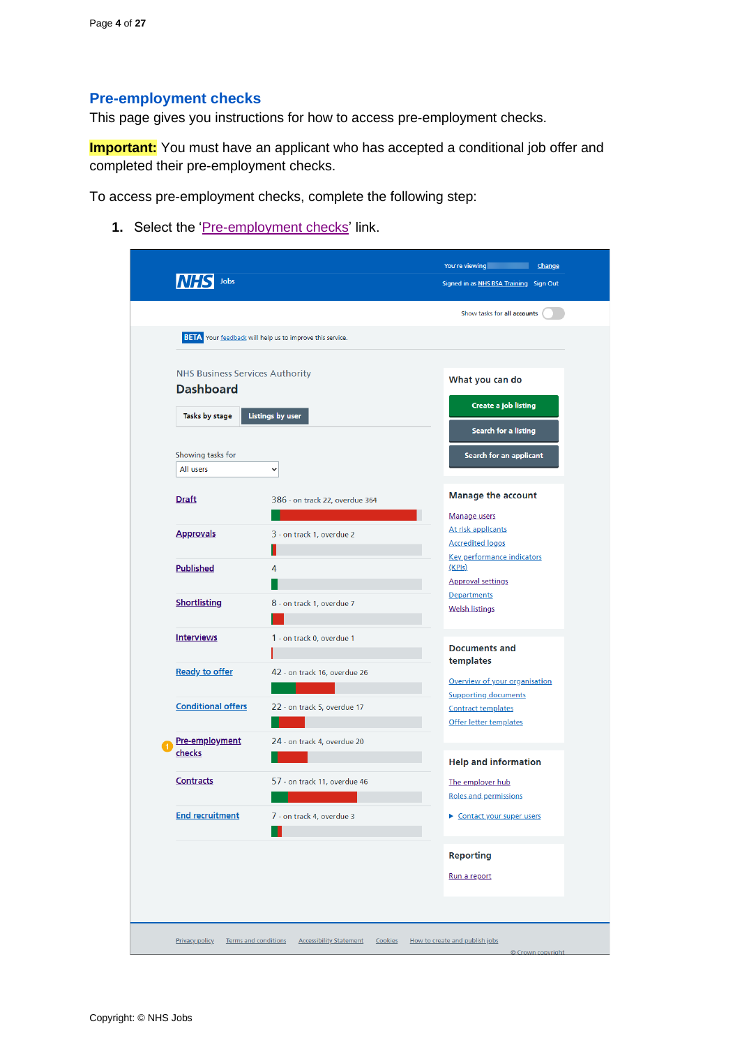## Pre-employment checks

This page gives you instructions for how to access pre-employment checks.

**Important:** You must have an applicant who has accepted a conditional job offer and completed their pre-employment checks.

To access pre-employment checks, complete the following step:

1. Select the 'Pre-employment checks' link.

You're viewing Change
Signed in as NHS BSA Training Sign Out

NHS Jobs

Show tasks for all accounts

BETA Your feedback will help us to improve this service.

NHS Business Services Authority

**Dashboard**

Tasks by stage | Listings by user

Showing tasks for
All users

| | |
|---|---|
| Draft | 386 - on track 22, overdue 364 |
| Approvals | 3 - on track 1, overdue 2 |
| Published | 4 |
| Shortlisting | 8 - on track 1, overdue 7 |
| Interviews | 1 - on track 0, overdue 1 |
| Ready to offer | 42 - on track 16, overdue 26 |
| Conditional offers | 22 - on track 5, overdue 17 |
| Pre-employment checks | 24 - on track 4, overdue 20 |
| Contracts | 57 - on track 11, overdue 46 |
| End recruitment | 7 - on track 4, overdue 3 |

**What you can do**

- Create a job listing
- Search for a listing
- Search for an applicant

**Manage the account**

- Manage users
- At risk applicants
- Accredited logos
- Key performance indicators (KPIs)
- Approval settings
- Departments
- Welsh listings

**Documents and templates**

- Overview of your organisation
- Supporting documents
- Contract templates
- Offer letter templates

**Help and information**

- The employer hub
- Roles and permissions
- Contact your super users

**Reporting**

- Run a report

Privacy policy | Terms and conditions | Accessibility Statement | Cookies | How to create and publish jobs

© Crown copyright

Copyright: © NHS Jobs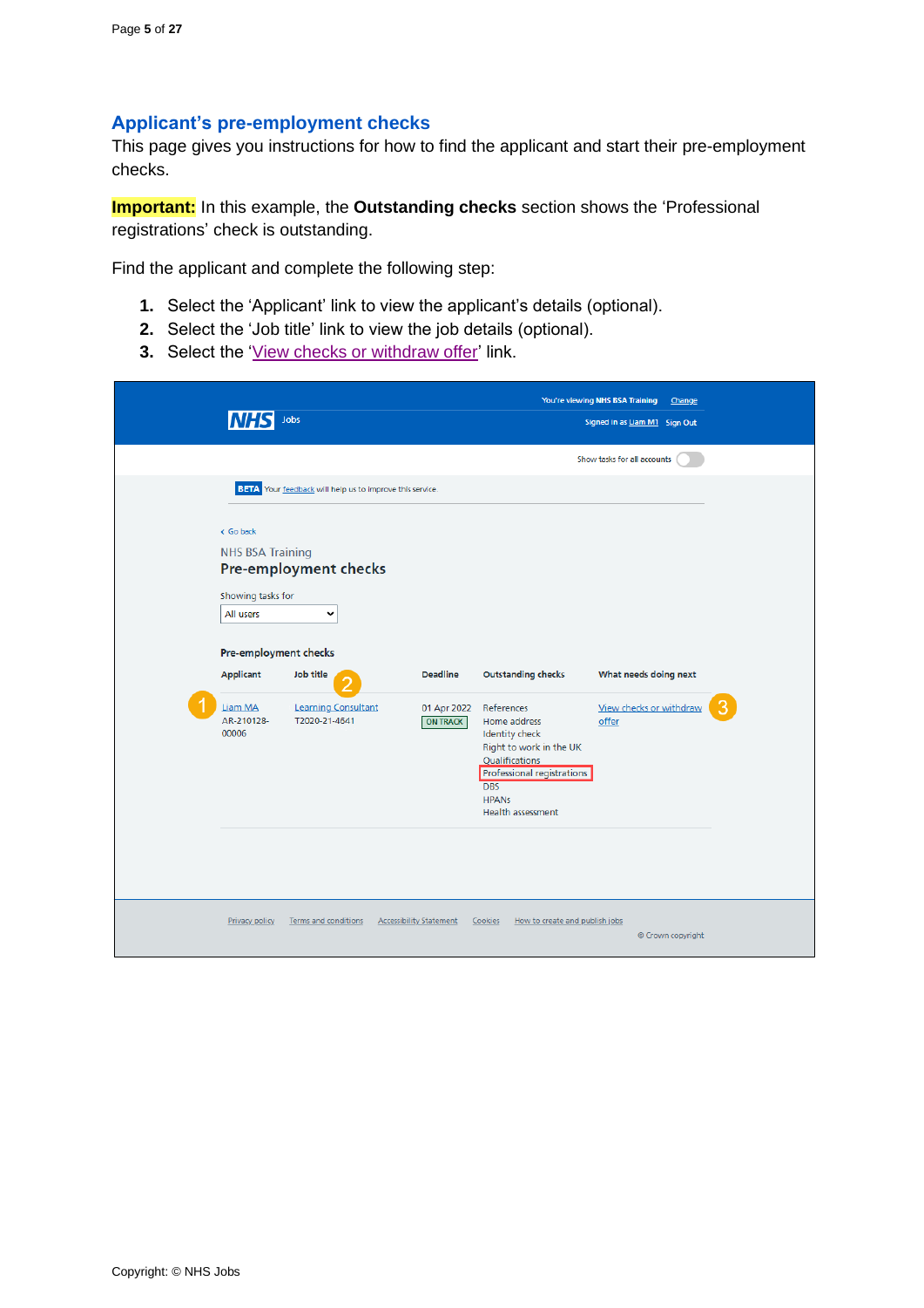## Applicant's pre-employment checks

This page gives you instructions for how to find the applicant and start their pre-employment checks.

**Important:** In this example, the **Outstanding checks** section shows the 'Professional registrations' check is outstanding.

Find the applicant and complete the following step:

1. Select the 'Applicant' link to view the applicant's details (optional).
2. Select the 'Job title' link to view the job details (optional).
3. Select the 'View checks or withdraw offer' link.

You're viewing NHS BSA Training Change

NHS Jobs

Signed in as Liam M1 Sign Out

Show tasks for all accounts

BETA Your feedback will help us to improve this service.

Go back

NHS BSA Training

**Pre-employment checks**

Showing tasks for

All users

**Pre-employment checks**

| Applicant | Job title | Deadline | Outstanding checks | What needs doing next |
|---|---|---|---|---|
| Liam MA AR-210128-00006 | Learning Consultant T2020-21-4641 | 01 Apr 2022 ON TRACK | References Home address Identity check Right to work in the UK Qualifications Professional registrations DBS HPANs Health assessment | View checks or withdraw offer |

Privacy policy Terms and conditions Accessibility Statement Cookies How to create and publish jobs

© Crown copyright

Copyright: © NHS Jobs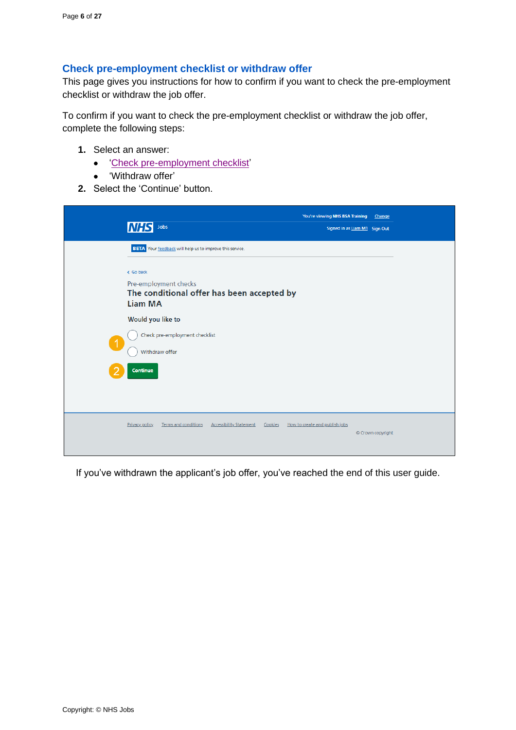## Check pre-employment checklist or withdraw offer

This page gives you instructions for how to confirm if you want to check the pre-employment checklist or withdraw the job offer.

To confirm if you want to check the pre-employment checklist or withdraw the job offer, complete the following steps:

1. Select an answer:
   - '[Check pre-employment checklist]'
   - 'Withdraw offer'
2. Select the 'Continue' button.

If you've withdrawn the applicant's job offer, you've reached the end of this user guide.

Copyright: © NHS Jobs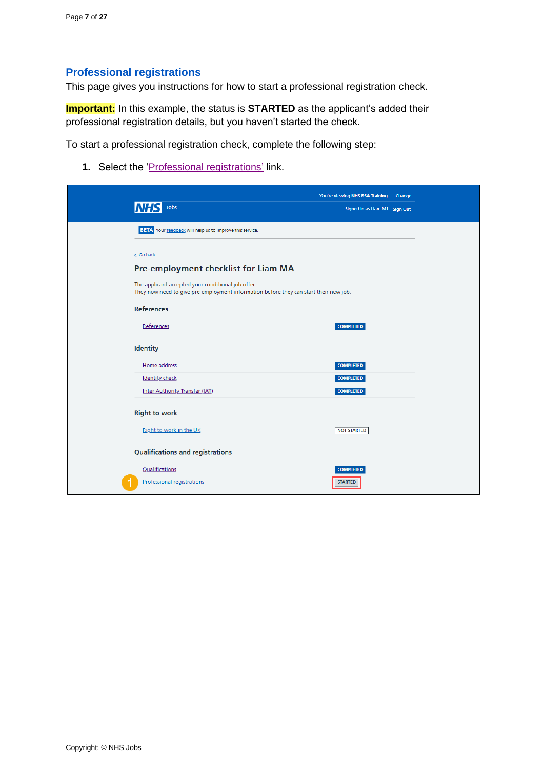## Professional registrations

This page gives you instructions for how to start a professional registration check.

**Important:** In this example, the status is **STARTED** as the applicant's added their professional registration details, but you haven't started the check.

To start a professional registration check, complete the following step:

1. Select the 'Professional registrations' link.

You're viewing NHS BSA Training Change

NHS Jobs

Signed in as Liam M1 Sign Out

BETA Your feedback will help us to improve this service.

Go back

### Pre-employment checklist for Liam MA

The applicant accepted your conditional job offer.
They now need to give pre-employment information before they can start their new job.

**References**

| | |
|---|---|
| References | COMPLETED |

**Identity**

| | |
|---|---|
| Home address | COMPLETED |
| Identity check | COMPLETED |
| Inter Authority Transfer (IAT) | COMPLETED |

**Right to work**

| | |
|---|---|
| Right to work in the UK | NOT STARTED |

**Qualifications and registrations**

| | |
|---|---|
| Qualifications | COMPLETED |
| Professional registrations | STARTED |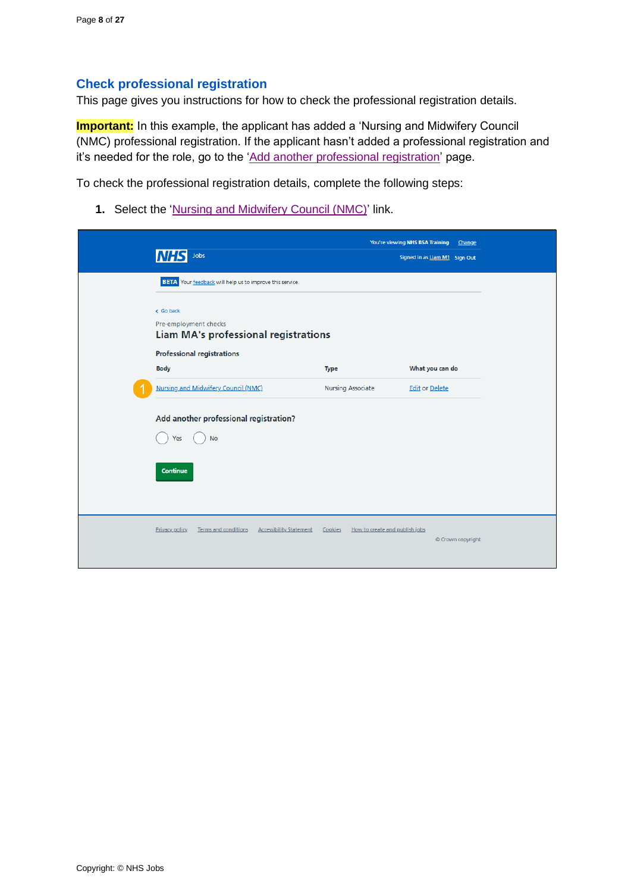## Check professional registration

This page gives you instructions for how to check the professional registration details.

**Important:** In this example, the applicant has added a 'Nursing and Midwifery Council (NMC) professional registration. If the applicant hasn't added a professional registration and it's needed for the role, go to the 'Add another professional registration' page.

To check the professional registration details, complete the following steps:

1. Select the 'Nursing and Midwifery Council (NMC)' link.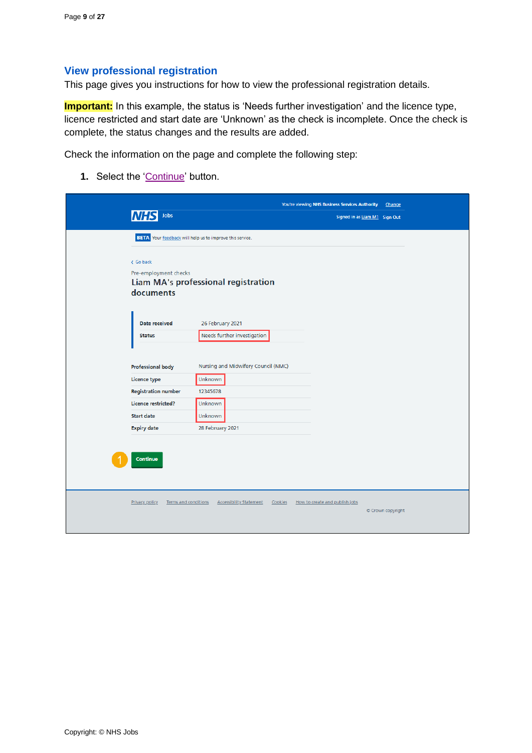## View professional registration

This page gives you instructions for how to view the professional registration details.

**Important:** In this example, the status is 'Needs further investigation' and the licence type, licence restricted and start date are 'Unknown' as the check is incomplete. Once the check is complete, the status changes and the results are added.

Check the information on the page and complete the following step:

1. Select the 'Continue' button.

You're viewing NHS Business Services Authority Change

NHS Jobs

Signed in as Liam M1 Sign Out

BETA Your feedback will help us to improve this service.

Go back

Pre-employment checks

### Liam MA's professional registration documents

| | |
|---|---|
| Date received | 26 February 2021 |
| Status | Needs further investigation |

| | |
|---|---|
| Professional body | Nursing and Midwifery Council (NMC) |
| Licence type | Unknown |
| Registration number | 12345678 |
| Licence restricted? | Unknown |
| Start date | Unknown |
| Expiry date | 28 February 2021 |

1 Continue

Privacy policy Terms and conditions Accessibility Statement Cookies How to create and publish jobs

© Crown copyright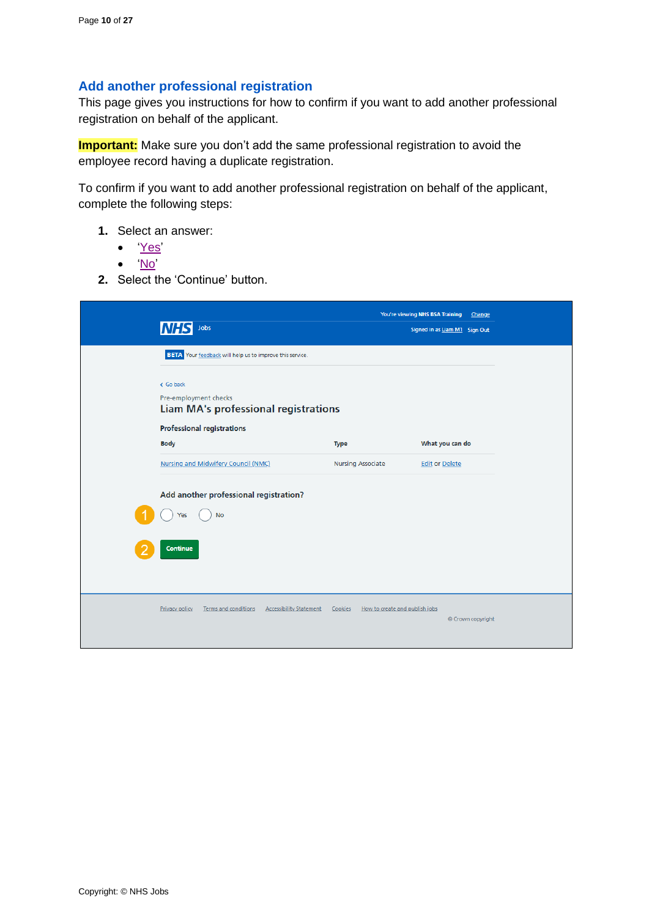## Add another professional registration

This page gives you instructions for how to confirm if you want to add another professional registration on behalf of the applicant.

**Important:** Make sure you don't add the same professional registration to avoid the employee record having a duplicate registration.

To confirm if you want to add another professional registration on behalf of the applicant, complete the following steps:

1. Select an answer:
   - 'Yes'
   - 'No'
2. Select the 'Continue' button.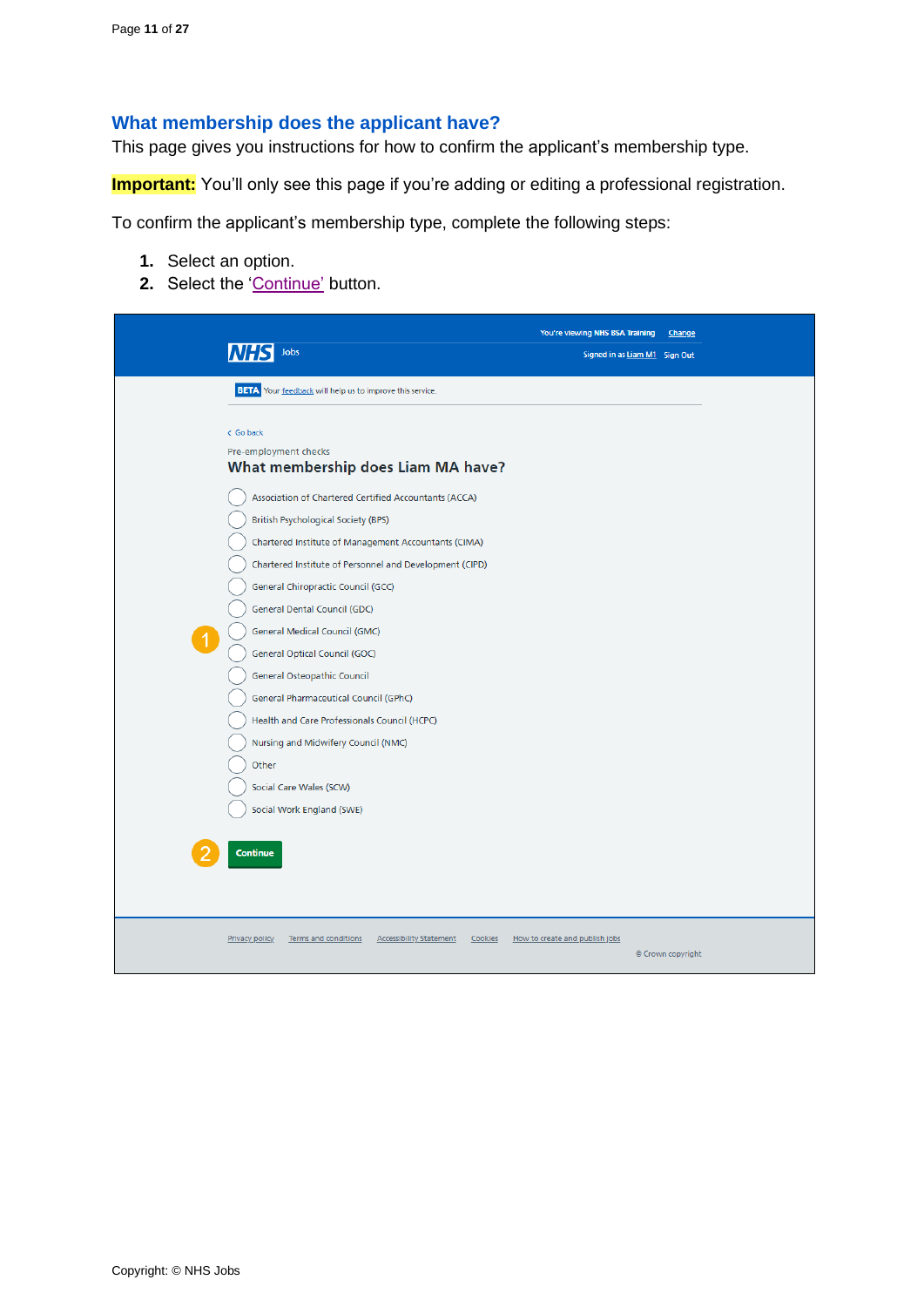## What membership does the applicant have?

This page gives you instructions for how to confirm the applicant's membership type.

**Important:** You'll only see this page if you're adding or editing a professional registration.

To confirm the applicant's membership type, complete the following steps:

1. Select an option.
2. Select the 'Continue' button.

You're viewing NHS BSA Training Change

NHS Jobs

Signed in as Liam M1 Sign Out

BETA Your feedback will help us to improve this service.

Go back

Pre-employment checks

**What membership does Liam MA have?**

- Association of Chartered Certified Accountants (ACCA)
- British Psychological Society (BPS)
- Chartered Institute of Management Accountants (CIMA)
- Chartered Institute of Personnel and Development (CIPD)
- General Chiropractic Council (GCC)
- General Dental Council (GDC)
- General Medical Council (GMC)
- General Optical Council (GOC)
- General Osteopathic Council
- General Pharmaceutical Council (GPhC)
- Health and Care Professionals Council (HCPC)
- Nursing and Midwifery Council (NMC)
- Other
- Social Care Wales (SCW)
- Social Work England (SWE)

Continue

Privacy policy Terms and conditions Accessibility Statement Cookies How to create and publish jobs

© Crown copyright

Copyright: © NHS Jobs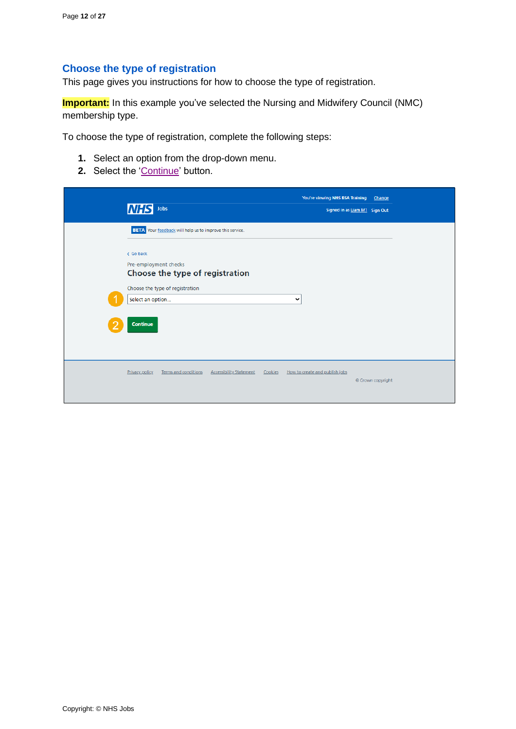## Choose the type of registration

This page gives you instructions for how to choose the type of registration.

**Important:** In this example you've selected the Nursing and Midwifery Council (NMC) membership type.

To choose the type of registration, complete the following steps:

1. Select an option from the drop-down menu.
2. Select the 'Continue' button.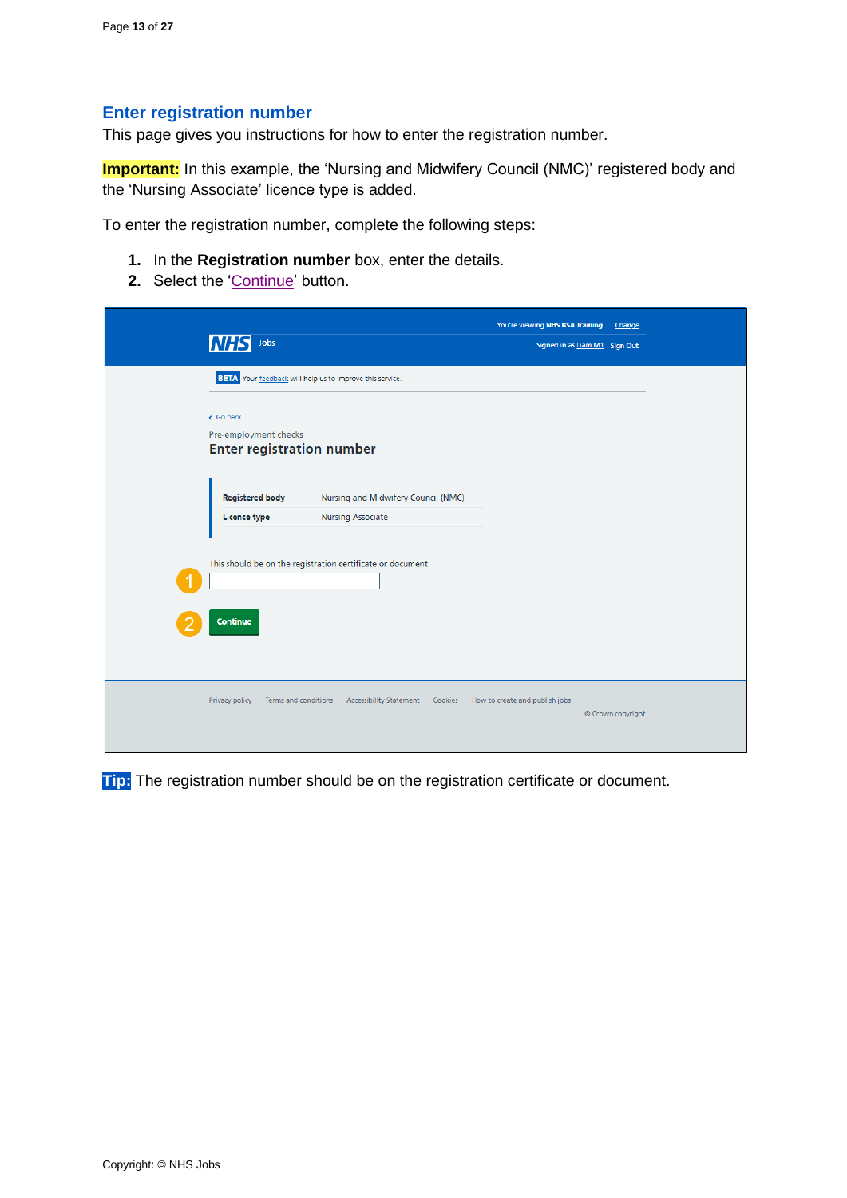## Enter registration number

This page gives you instructions for how to enter the registration number.

**Important:** In this example, the 'Nursing and Midwifery Council (NMC)' registered body and the 'Nursing Associate' licence type is added.

To enter the registration number, complete the following steps:

1. In the **Registration number** box, enter the details.
2. Select the 'Continue' button.

**Tip:** The registration number should be on the registration certificate or document.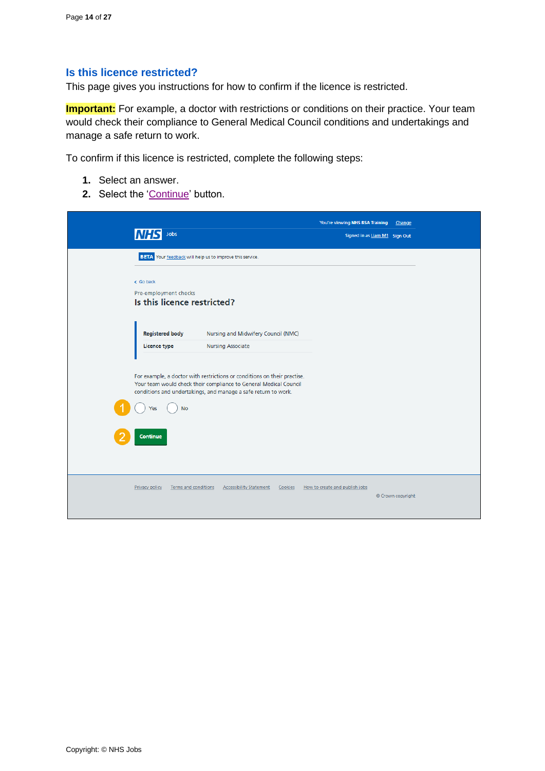## Is this licence restricted?

This page gives you instructions for how to confirm if the licence is restricted.

**Important:** For example, a doctor with restrictions or conditions on their practice. Your team would check their compliance to General Medical Council conditions and undertakings and manage a safe return to work.

To confirm if this licence is restricted, complete the following steps:

1. Select an answer.
2. Select the 'Continue' button.

You're viewing NHS BSA Training Change

NHS Jobs

Signed in as Liam M1 Sign Out

BETA Your feedback will help us to improve this service.

< Go back

Pre-employment checks

**Is this licence restricted?**

| Registered body | Nursing and Midwifery Council (NMC) |
|---|---|
| Licence type | Nursing Associate |

For example, a doctor with restrictions or conditions on their practise. Your team would check their compliance to General Medical Council conditions and undertakings, and manage a safe return to work.

1 ○ Yes ○ No

2 Continue

Privacy policy Terms and conditions Accessibility Statement Cookies How to create and publish jobs

© Crown copyright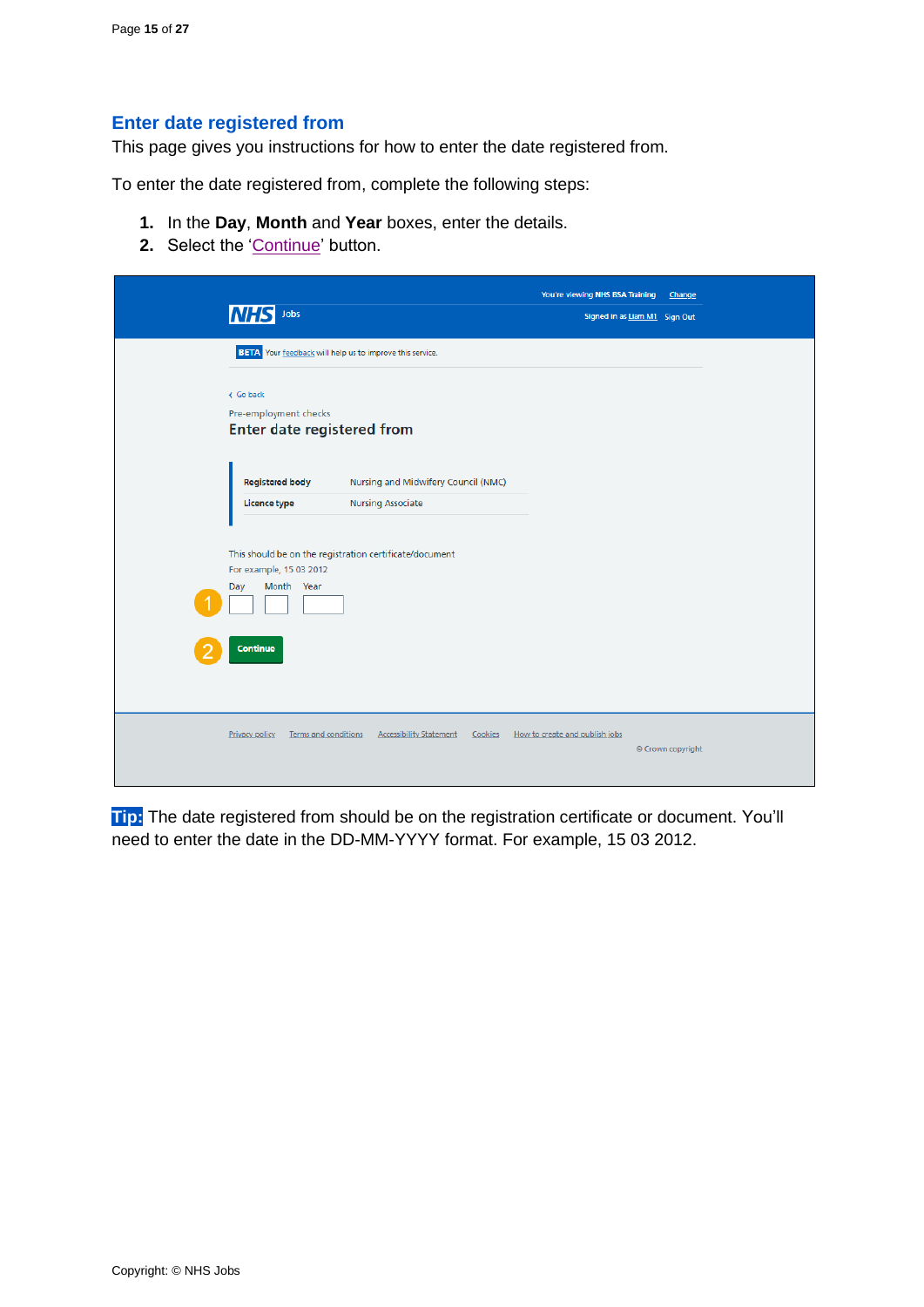## Enter date registered from

This page gives you instructions for how to enter the date registered from.

To enter the date registered from, complete the following steps:

1. In the **Day**, **Month** and **Year** boxes, enter the details.
2. Select the 'Continue' button.

**Tip:** The date registered from should be on the registration certificate or document. You'll need to enter the date in the DD-MM-YYYY format. For example, 15 03 2012.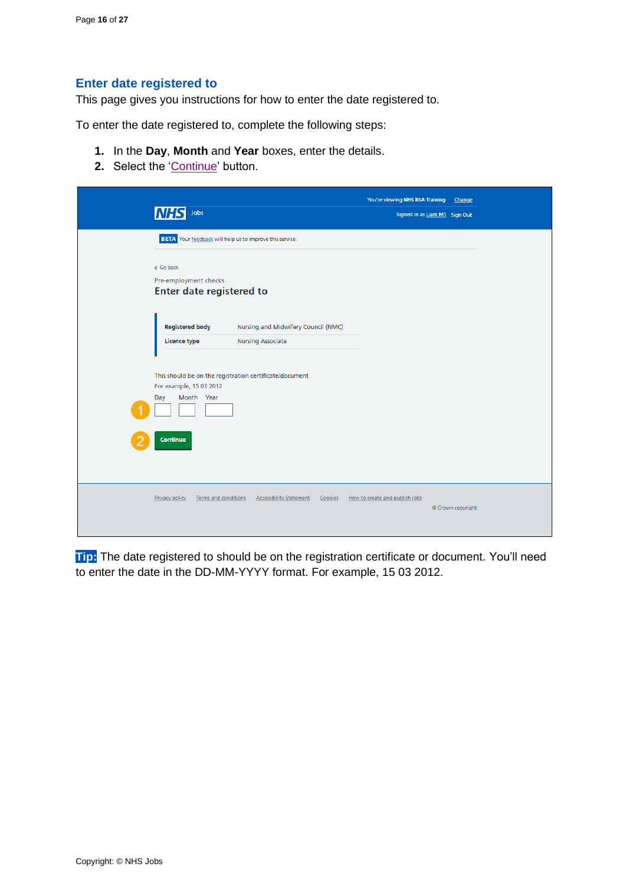## Enter date registered to

This page gives you instructions for how to enter the date registered to.

To enter the date registered to, complete the following steps:

1. In the **Day**, **Month** and **Year** boxes, enter the details.
2. Select the 'Continue' button.

**Tip:** The date registered to should be on the registration certificate or document. You'll need to enter the date in the DD-MM-YYYY format. For example, 15 03 2012.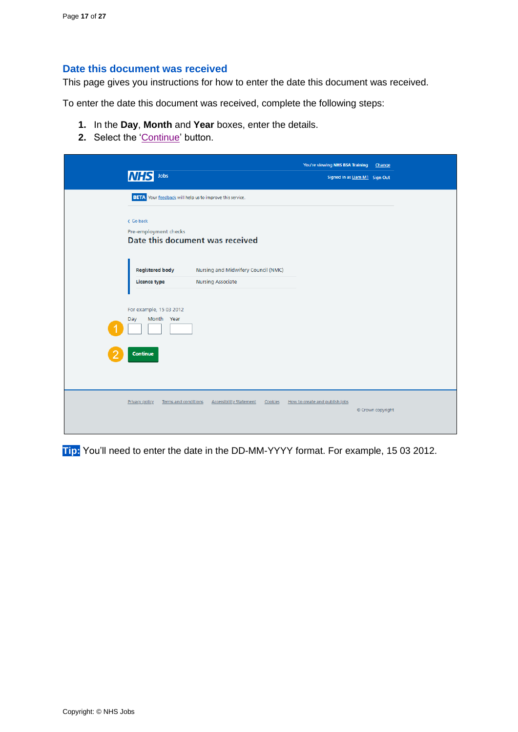## Date this document was received

This page gives you instructions for how to enter the date this document was received.

To enter the date this document was received, complete the following steps:

1. In the **Day**, **Month** and **Year** boxes, enter the details.
2. Select the 'Continue' button.

**Tip:** You'll need to enter the date in the DD-MM-YYYY format. For example, 15 03 2012.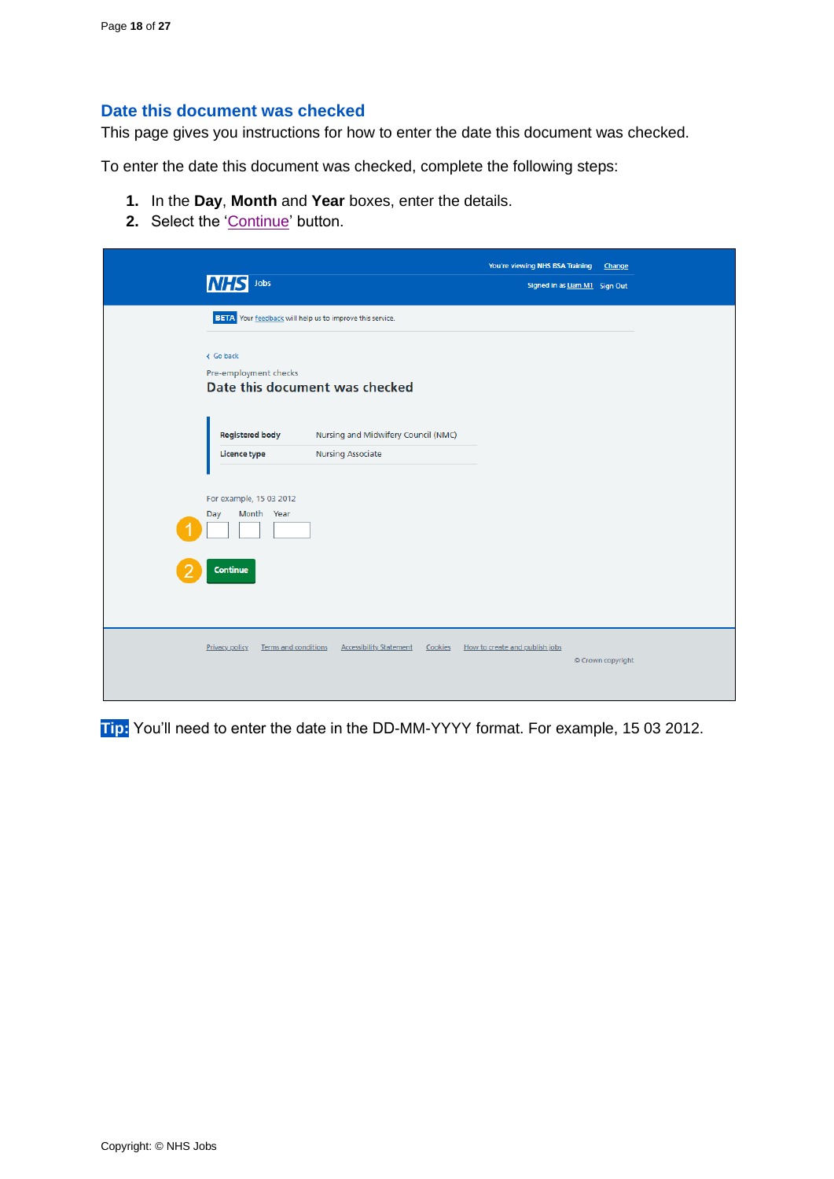## Date this document was checked

This page gives you instructions for how to enter the date this document was checked.

To enter the date this document was checked, complete the following steps:

1. In the **Day**, **Month** and **Year** boxes, enter the details.
2. Select the 'Continue' button.

**Tip:** You'll need to enter the date in the DD-MM-YYYY format. For example, 15 03 2012.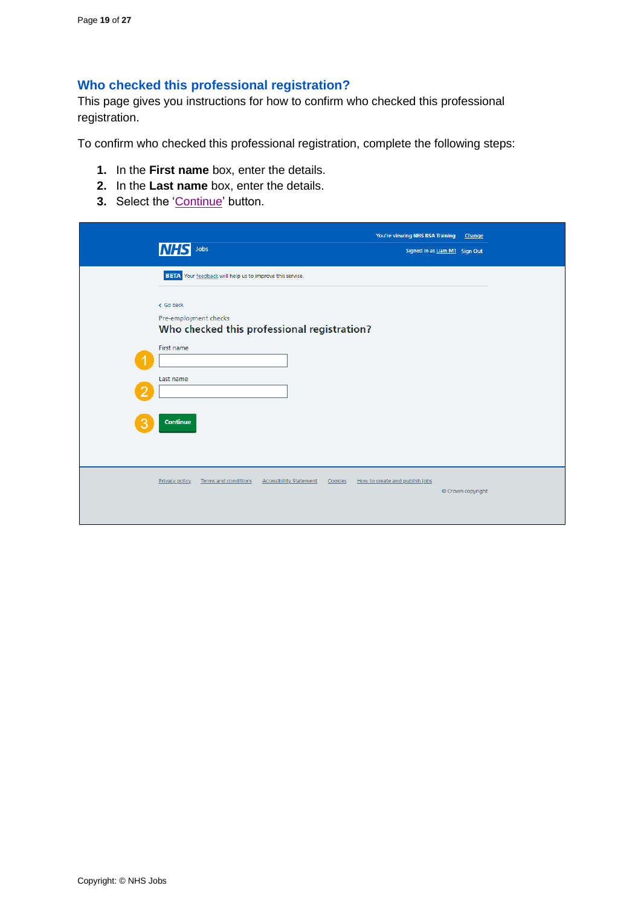## Who checked this professional registration?

This page gives you instructions for how to confirm who checked this professional registration.

To confirm who checked this professional registration, complete the following steps:

1. In the **First name** box, enter the details.
2. In the **Last name** box, enter the details.
3. Select the 'Continue' button.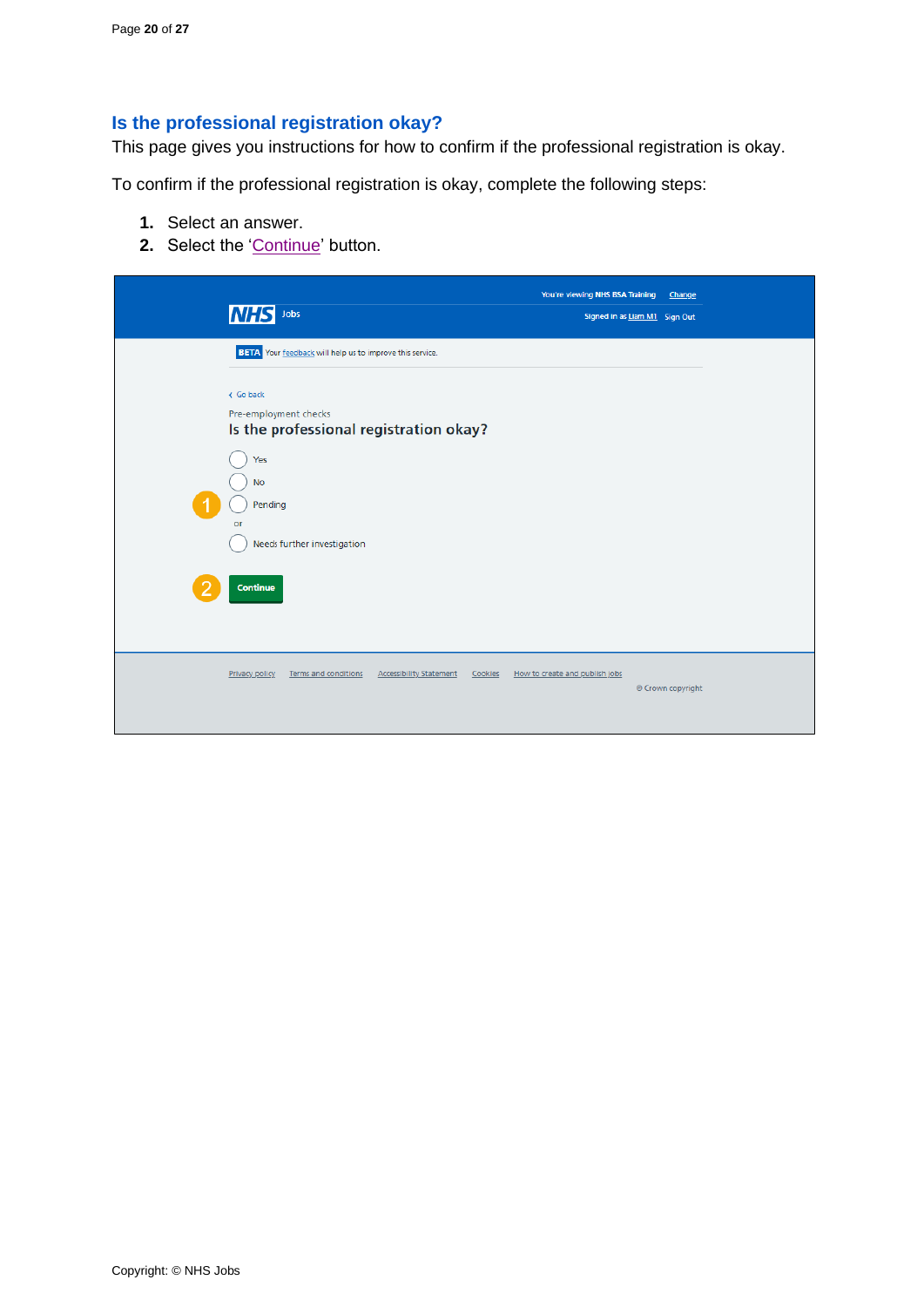## Is the professional registration okay?

This page gives you instructions for how to confirm if the professional registration is okay.

To confirm if the professional registration is okay, complete the following steps:

1. Select an answer.
2. Select the 'Continue' button.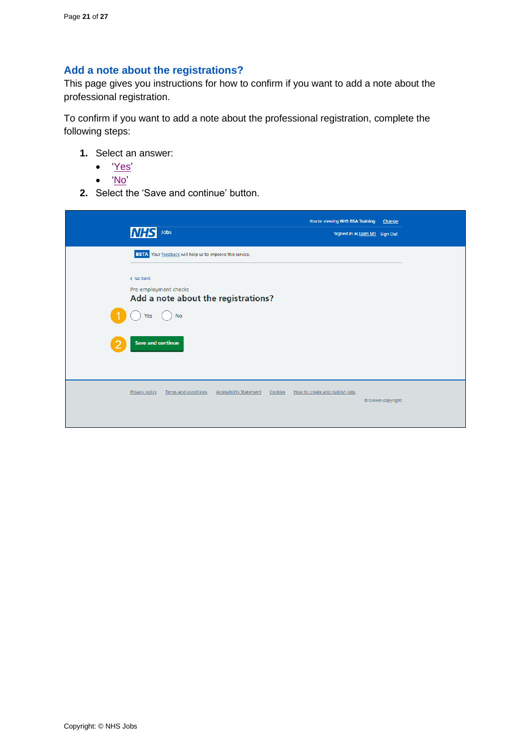## Add a note about the registrations?

This page gives you instructions for how to confirm if you want to add a note about the professional registration.

To confirm if you want to add a note about the professional registration, complete the following steps:

1. Select an answer:
   - 'Yes'
   - 'No'
2. Select the 'Save and continue' button.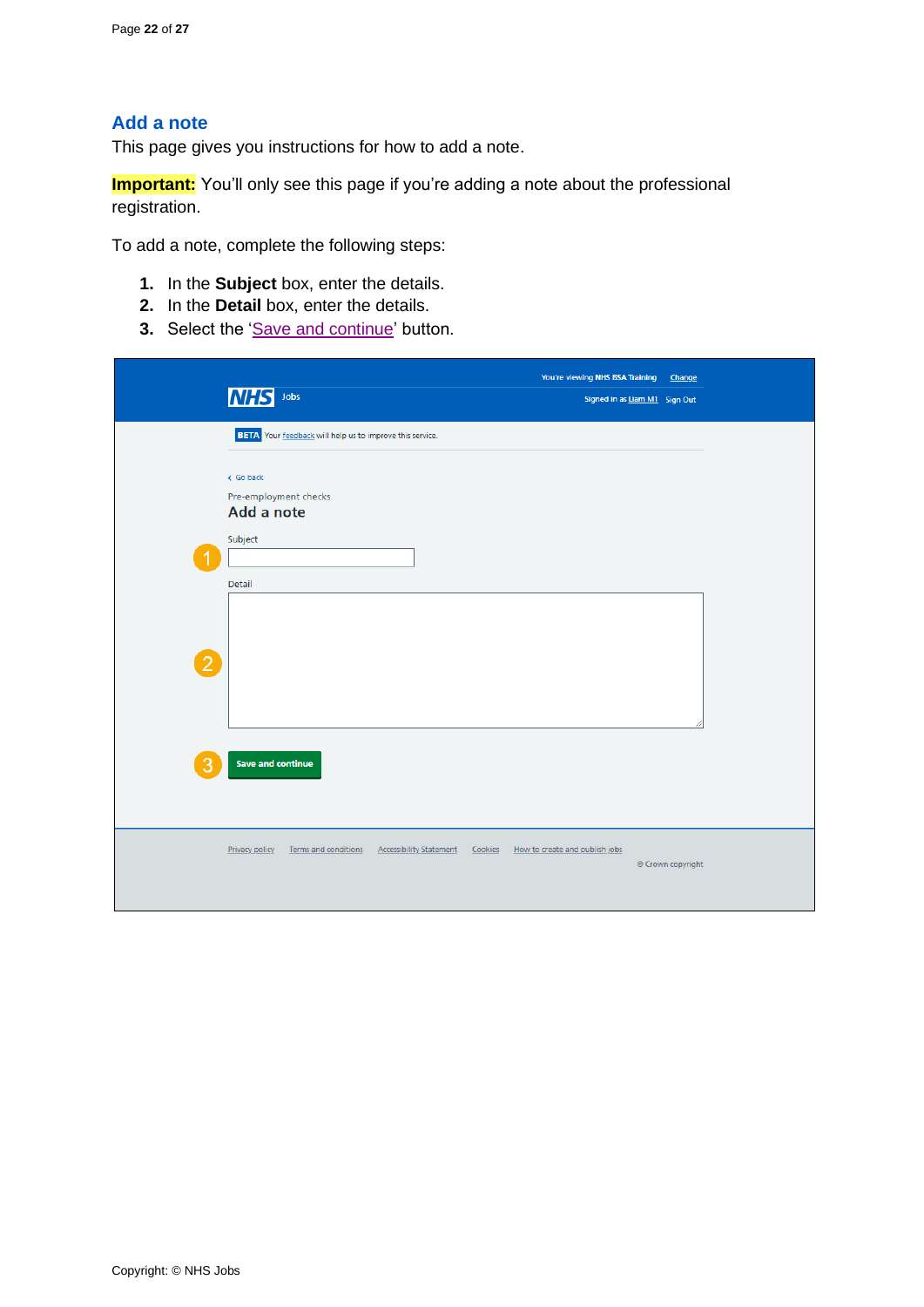## Add a note

This page gives you instructions for how to add a note.

**Important:** You'll only see this page if you're adding a note about the professional registration.

To add a note, complete the following steps:

1. In the **Subject** box, enter the details.
2. In the **Detail** box, enter the details.
3. Select the 'Save and continue' button.

You're viewing NHS BSA Training Change

NHS Jobs

Signed in as Liam M1 Sign Out

BETA Your feedback will help us to improve this service.

Go back

Pre-employment checks

Add a note

Subject

Detail

Save and continue

Privacy policy Terms and conditions Accessibility Statement Cookies How to create and publish jobs

© Crown copyright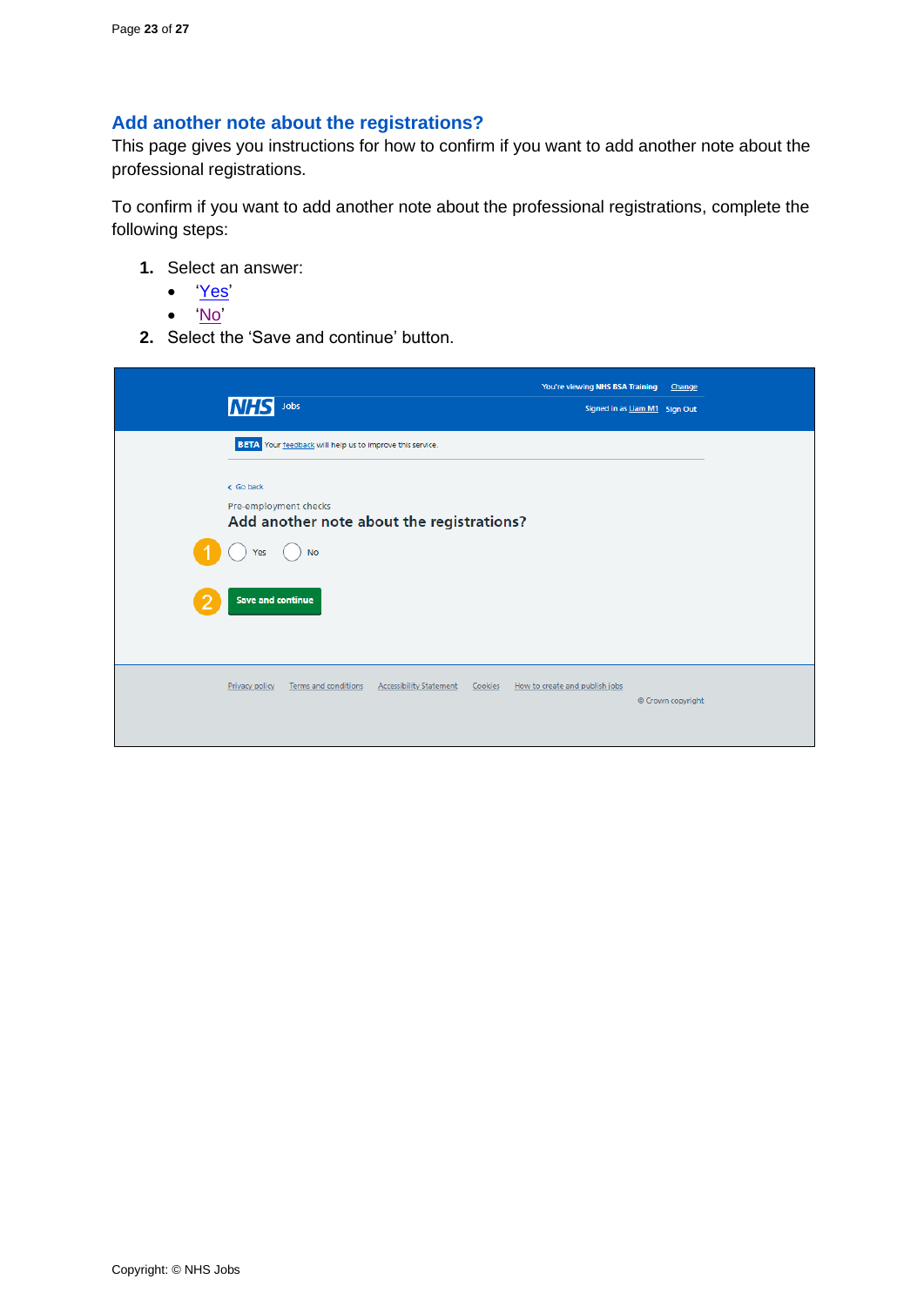## Add another note about the registrations?

This page gives you instructions for how to confirm if you want to add another note about the professional registrations.

To confirm if you want to add another note about the professional registrations, complete the following steps:

1. Select an answer:
   - 'Yes'
   - 'No'
2. Select the 'Save and continue' button.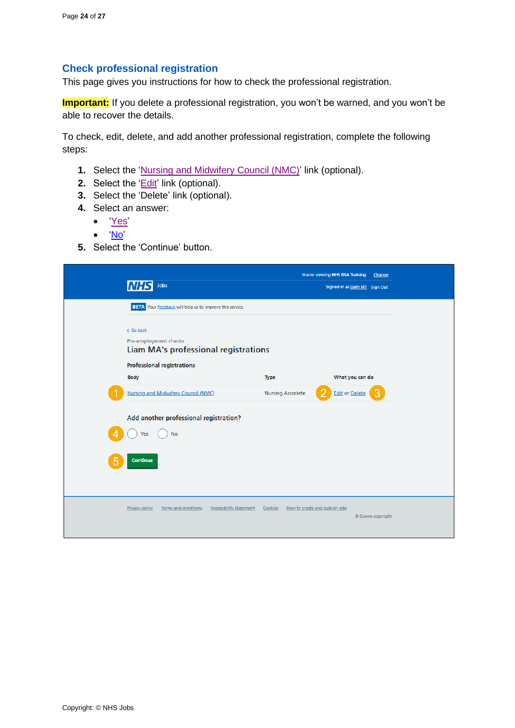## Check professional registration

This page gives you instructions for how to check the professional registration.

**Important:** If you delete a professional registration, you won't be warned, and you won't be able to recover the details.

To check, edit, delete, and add another professional registration, complete the following steps:

1. Select the 'Nursing and Midwifery Council (NMC)' link (optional).
2. Select the 'Edit' link (optional).
3. Select the 'Delete' link (optional).
4. Select an answer:
   - 'Yes'
   - 'No'
5. Select the 'Continue' button.

You're viewing NHS BSA Training Change

NHS Jobs

Signed in as Liam M1 Sign Out

BETA Your feedback will help us to improve this service.

Go back

Pre-employment checks

Liam MA's professional registrations

**Professional registrations**

| Body | Type | What you can do |
|---|---|---|
| 1 Nursing and Midwifery Council (NMC) | Nursing Associate | 2 Edit or Delete 3 |

Add another professional registration?

4 Yes No

5 Continue

Privacy policy Terms and conditions Accessibility Statement Cookies How to create and publish jobs

© Crown copyright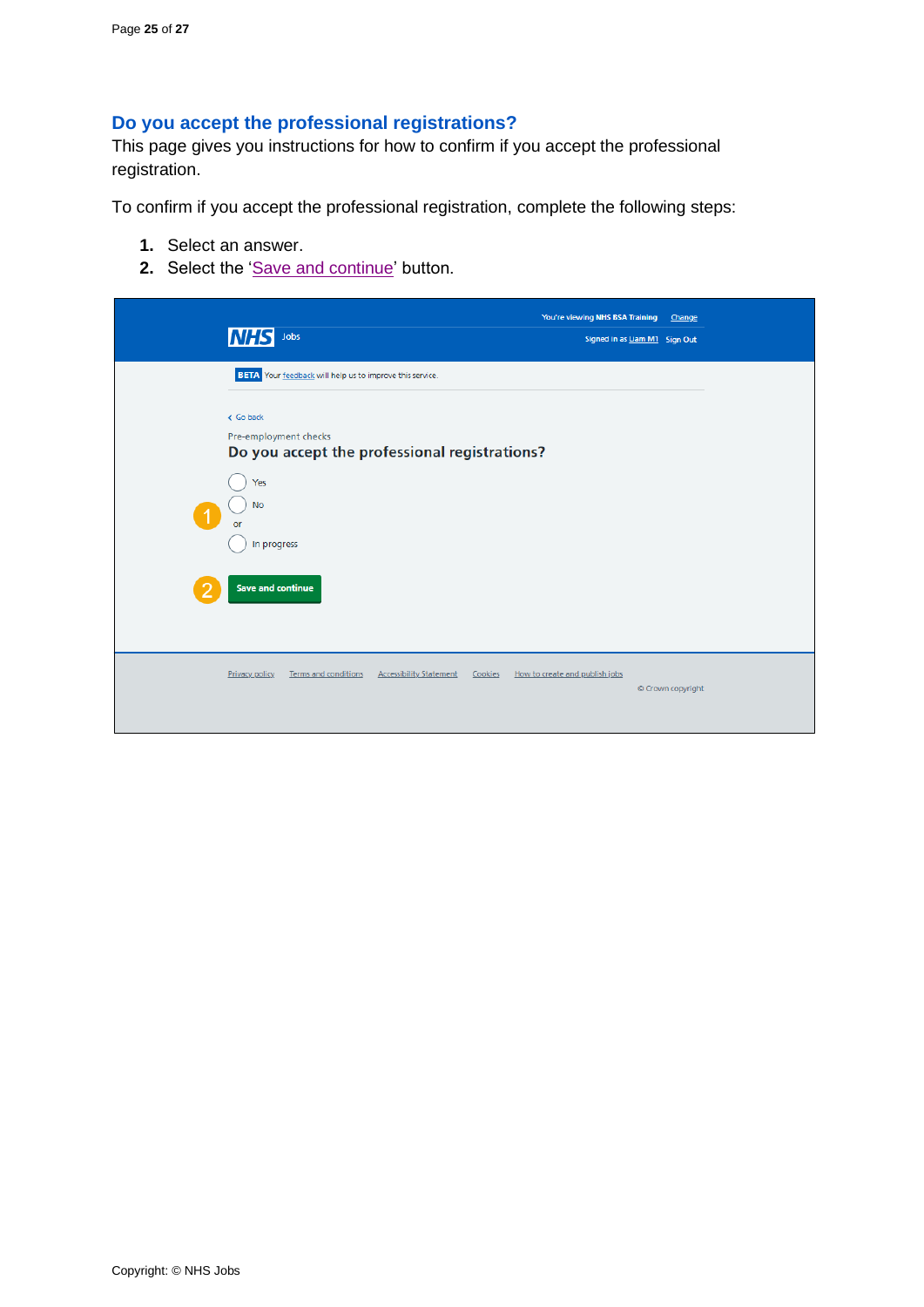## Do you accept the professional registrations?

This page gives you instructions for how to confirm if you accept the professional registration.

To confirm if you accept the professional registration, complete the following steps:

1. Select an answer.
2. Select the 'Save and continue' button.

You're viewing NHS BSA Training Change

NHS Jobs

Signed in as Liam M1 Sign Out

BETA Your feedback will help us to improve this service.

Go back

Pre-employment checks

### Do you accept the professional registrations?

- Yes
- No

or

- In progress

Save and continue

Privacy policy Terms and conditions Accessibility Statement Cookies How to create and publish jobs

© Crown copyright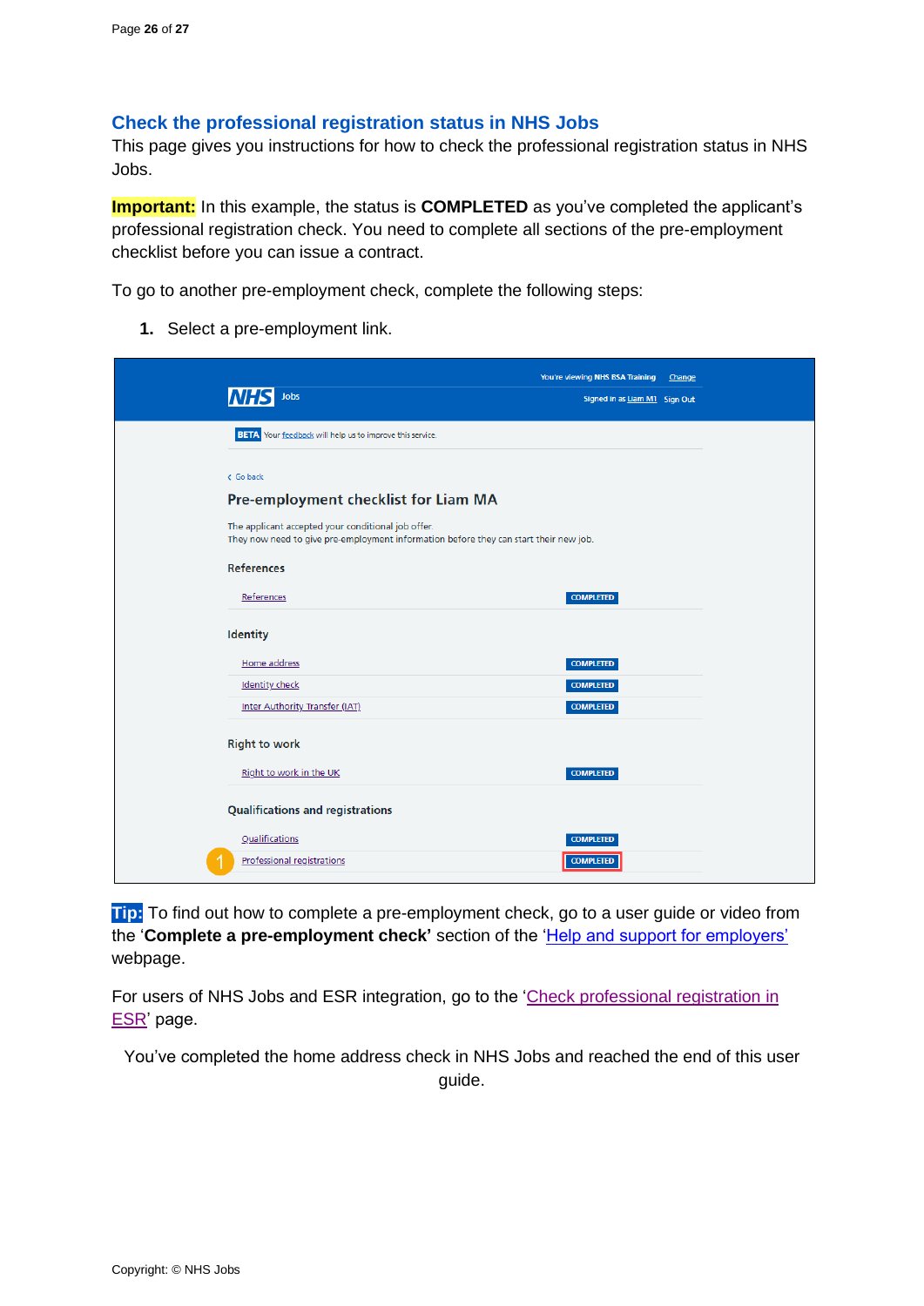## Check the professional registration status in NHS Jobs

This page gives you instructions for how to check the professional registration status in NHS Jobs.

**Important:** In this example, the status is **COMPLETED** as you've completed the applicant's professional registration check. You need to complete all sections of the pre-employment checklist before you can issue a contract.

To go to another pre-employment check, complete the following steps:

1. Select a pre-employment link.

You're viewing NHS BSA Training Change

NHS Jobs

Signed in as Liam M1 Sign Out

BETA Your feedback will help us to improve this service.

< Go back

### Pre-employment checklist for Liam MA

The applicant accepted your conditional job offer.
They now need to give pre-employment information before they can start their new job.

**References**

| | |
|---|---|
| References | COMPLETED |

**Identity**

| | |
|---|---|
| Home address | COMPLETED |
| Identity check | COMPLETED |
| Inter Authority Transfer (IAT) | COMPLETED |

**Right to work**

| | |
|---|---|
| Right to work in the UK | COMPLETED |

**Qualifications and registrations**

| | |
|---|---|
| Qualifications | COMPLETED |
| Professional registrations | COMPLETED |

**Tip:** To find out how to complete a pre-employment check, go to a user guide or video from the '**Complete a pre-employment check'** section of the 'Help and support for employers' webpage.

For users of NHS Jobs and ESR integration, go to the 'Check professional registration in ESR' page.

You've completed the home address check in NHS Jobs and reached the end of this user guide.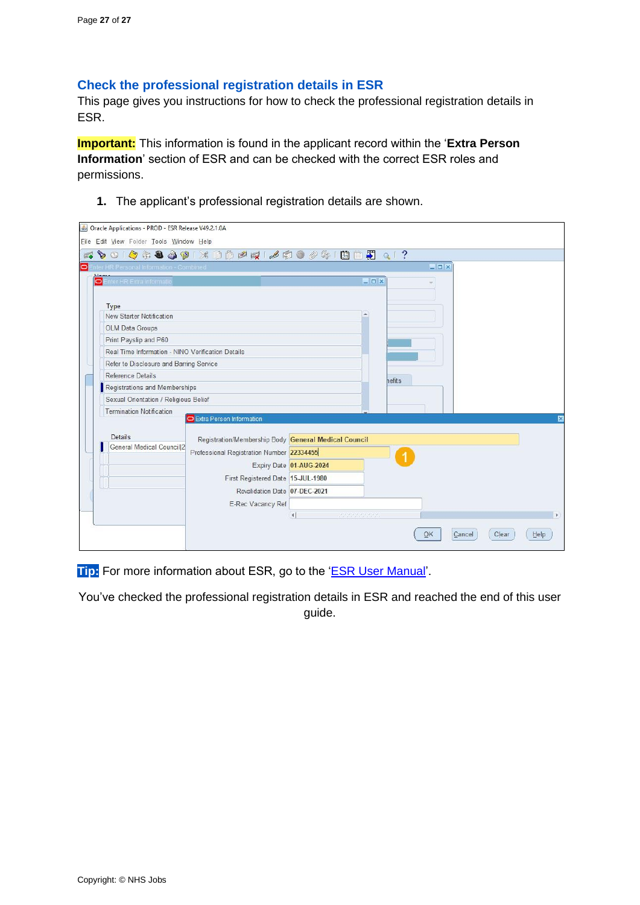## Check the professional registration details in ESR

This page gives you instructions for how to check the professional registration details in ESR.

**Important:** This information is found in the applicant record within the '**Extra Person Information**' section of ESR and can be checked with the correct ESR roles and permissions.

1. The applicant's professional registration details are shown.

**Tip:** For more information about ESR, go to the 'ESR User Manual'.

You've checked the professional registration details in ESR and reached the end of this user guide.